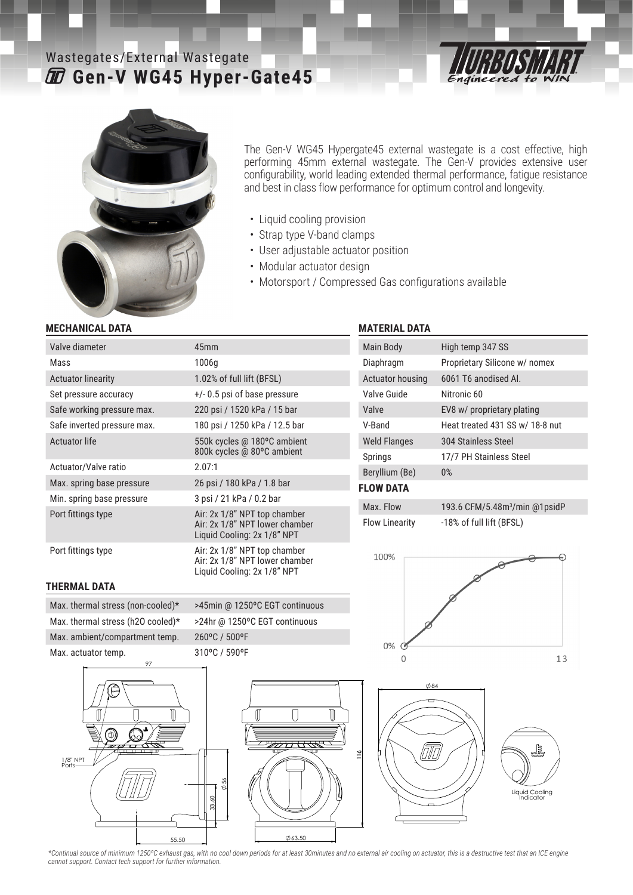Wastegates/External Wastegate

# Gen-V WG45 Hyper-Gate45

The Gen-V WG45 Hypergate45 external wastegate is a cost effective, high performing 45mm external wastegate. The Gen-V provides extensive user configurability, world leading extended thermal performance, fatigue resistance and best in class flow performance for optimum control and longevity.

- Liquid cooling provision
- Strap type V-band clamps
- User adjustable actuator position
- Modular actuator design
- Motorsport / Compressed Gas configurations available

## MECHANICAL DATA

| | |
|---|---|
| Valve diameter | 45mm |
| Mass | 1006g |
| Actuator linearity | 1.02% of full lift (BFSL) |
| Set pressure accuracy | +/- 0.5 psi of base pressure |
| Safe working pressure max. | 220 psi / 1520 kPa / 15 bar |
| Safe inverted pressure max. | 180 psi / 1250 kPa / 12.5 bar |
| Actuator life | 550k cycles @ 180ºC ambient<br>800k cycles @ 80ºC ambient |
| Actuator/Valve ratio | 2.07:1 |
| Max. spring base pressure | 26 psi / 180 kPa / 1.8 bar |
| Min. spring base pressure | 3 psi / 21 kPa / 0.2 bar |
| Port fittings type | Air: 2x 1/8" NPT top chamber<br>Air: 2x 1/8" NPT lower chamber<br>Liquid Cooling: 2x 1/8" NPT |
| Port fittings type | Air: 2x 1/8" NPT top chamber<br>Air: 2x 1/8" NPT lower chamber<br>Liquid Cooling: 2x 1/8" NPT |

## THERMAL DATA

| | |
|---|---|
| Max. thermal stress (non-cooled)* | >45min @ 1250ºC EGT continuous |
| Max. thermal stress (h2O cooled)* | >24hr @ 1250ºC EGT continuous |
| Max. ambient/compartment temp. | 260ºC / 500ºF |
| Max. actuator temp. | 310ºC / 590ºF |

## MATERIAL DATA

| | |
|---|---|
| Main Body | High temp 347 SS |
| Diaphragm | Proprietary Silicone w/ nomex |
| Actuator housing | 6061 T6 anodised Al. |
| Valve Guide | Nitronic 60 |
| Valve | EV8 w/ proprietary plating |
| V-Band | Heat treated 431 SS w/ 18-8 nut |
| Weld Flanges | 304 Stainless Steel |
| Springs | 17/7 PH Stainless Steel |
| Beryllium (Be) | 0% |

## FLOW DATA

| | |
|---|---|
| Max. Flow | 193.6 CFM/5.48m³/min @1psidP |
| Flow Linearity | -18% of full lift (BFSL) |

*Continual source of minimum 1250ºC exhaust gas, with no cool down periods for at least 30minutes and no external air cooling on actuator, this is a destructive test that an ICE engine cannot support. Contact tech support for further information.*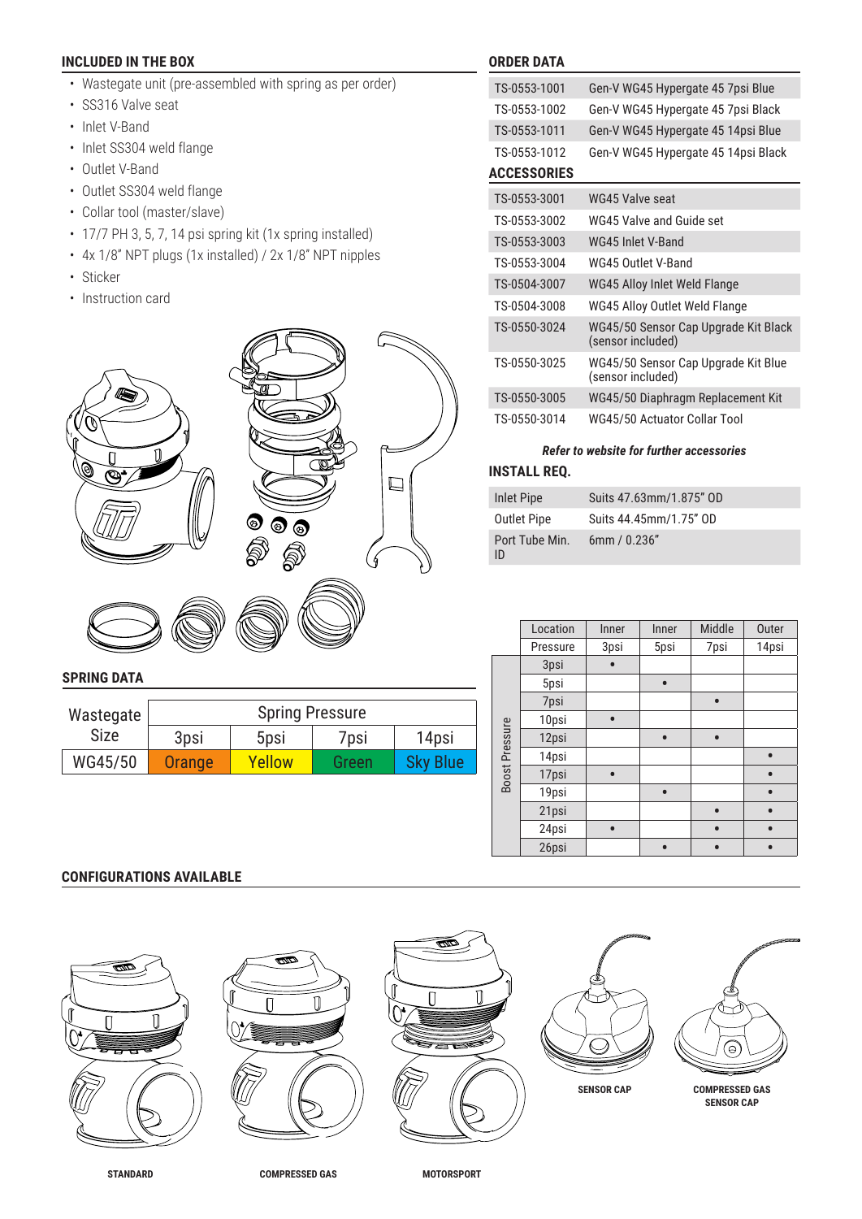## INCLUDED IN THE BOX

- Wastegate unit (pre-assembled with spring as per order)
- SS316 Valve seat
- Inlet V-Band
- Inlet SS304 weld flange
- Outlet V-Band
- Outlet SS304 weld flange
- Collar tool (master/slave)
- 17/7 PH 3, 5, 7, 14 psi spring kit (1x spring installed)
- 4x 1/8" NPT plugs (1x installed) / 2x 1/8" NPT nipples
- Sticker
- Instruction card

## SPRING DATA

| Wastegate Size | Spring Pressure | | | |
|---|---|---|---|---|
| | 3psi | 5psi | 7psi | 14psi |
| WG45/50 | Orange | Yellow | Green | Sky Blue |

## ORDER DATA

| | |
|---|---|
| TS-0553-1001 | Gen-V WG45 Hypergate 45 7psi Blue |
| TS-0553-1002 | Gen-V WG45 Hypergate 45 7psi Black |
| TS-0553-1011 | Gen-V WG45 Hypergate 45 14psi Blue |
| TS-0553-1012 | Gen-V WG45 Hypergate 45 14psi Black |

## ACCESSORIES

| | |
|---|---|
| TS-0553-3001 | WG45 Valve seat |
| TS-0553-3002 | WG45 Valve and Guide set |
| TS-0553-3003 | WG45 Inlet V-Band |
| TS-0553-3004 | WG45 Outlet V-Band |
| TS-0504-3007 | WG45 Alloy Inlet Weld Flange |
| TS-0504-3008 | WG45 Alloy Outlet Weld Flange |
| TS-0550-3024 | WG45/50 Sensor Cap Upgrade Kit Black (sensor included) |
| TS-0550-3025 | WG45/50 Sensor Cap Upgrade Kit Blue (sensor included) |
| TS-0550-3005 | WG45/50 Diaphragm Replacement Kit |
| TS-0550-3014 | WG45/50 Actuator Collar Tool |

***Refer to website for further accessories***

## INSTALL REQ.

| | |
|---|---|
| Inlet Pipe | Suits 47.63mm/1.875" OD |
| Outlet Pipe | Suits 44.45mm/1.75" OD |
| Port Tube Min. ID | 6mm / 0.236" |

| | Location | Inner | Inner | Middle | Outer |
|---|---|---|---|---|---|
| | Pressure | 3psi | 5psi | 7psi | 14psi |
| Boost Pressure | 3psi | • | | | |
| | 5psi | | • | | |
| | 7psi | | | • | |
| | 10psi | • | | • | |
| | 12psi | | • | • | |
| | 14psi | | | | • |
| | 17psi | • | | | • |
| | 19psi | | • | | • |
| | 21psi | | | • | • |
| | 24psi | • | | • | • |
| | 26psi | | • | • | • |

## CONFIGURATIONS AVAILABLE

STANDARD

COMPRESSED GAS

MOTORSPORT

SENSOR CAP

COMPRESSED GAS SENSOR CAP